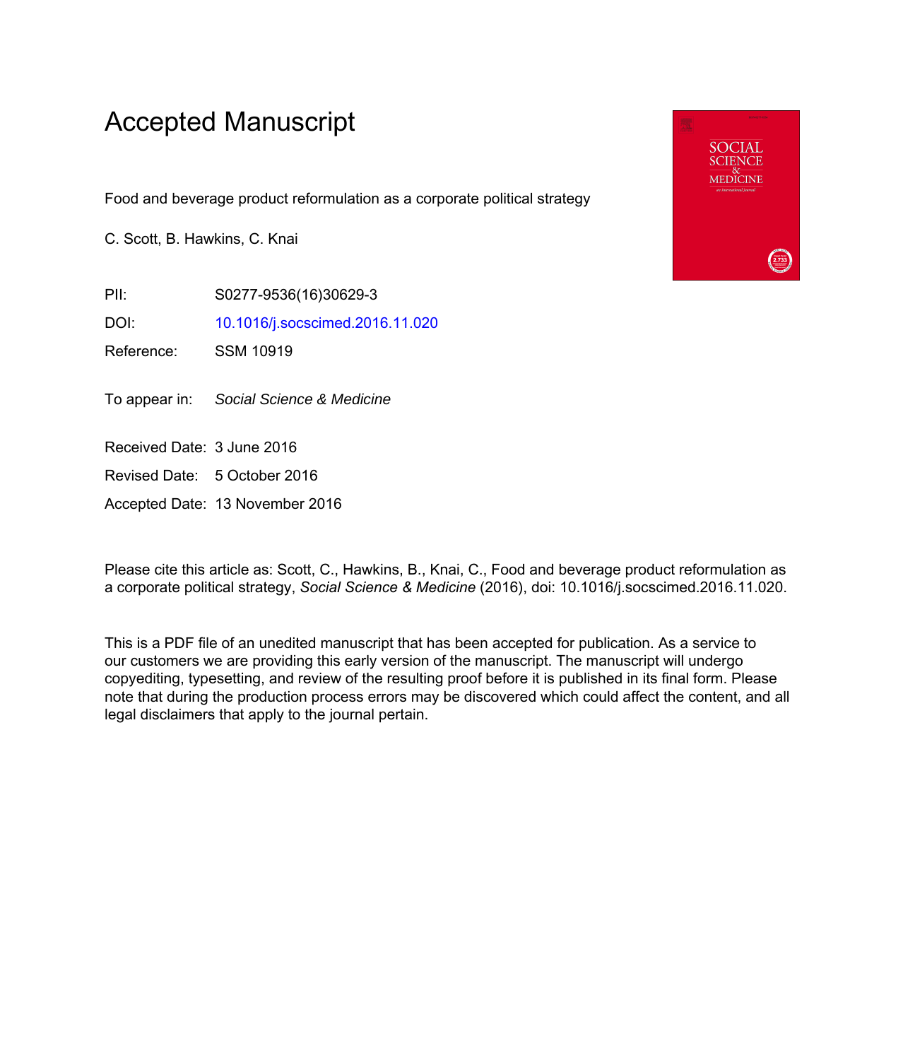# Accepted Manuscript

Food and beverage product reformulation as a corporate political strategy

C. Scott, B. Hawkins, C. Knai

PII: S0277-9536(16)30629-3

DOI: 10.1016/j.socscimed.2016.11.020

Reference: SSM 10919

To appear in: *Social Science & Medicine*

Received Date: 3 June 2016

Revised Date: 5 October 2016

Accepted Date: 13 November 2016

Please cite this article as: Scott, C., Hawkins, B., Knai, C., Food and beverage product reformulation as a corporate political strategy, *Social Science & Medicine* (2016), doi: 10.1016/j.socscimed.2016.11.020.

This is a PDF file of an unedited manuscript that has been accepted for publication. As a service to our customers we are providing this early version of the manuscript. The manuscript will undergo copyediting, typesetting, and review of the resulting proof before it is published in its final form. Please note that during the production process errors may be discovered which could affect the content, and all legal disclaimers that apply to the journal pertain.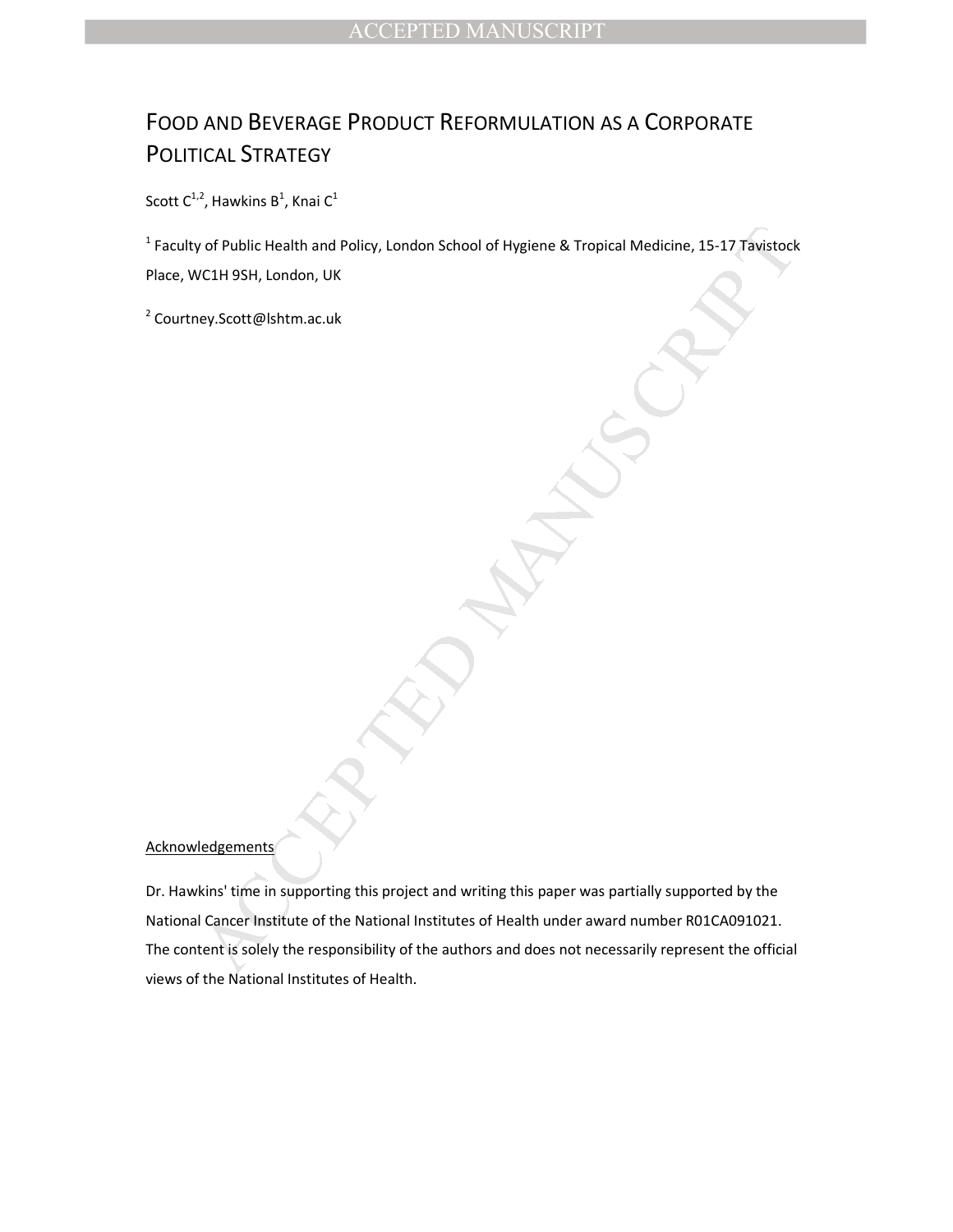# Food and Beverage Product Reformulation as a Corporate Political Strategy

Scott C[1,2], Hawkins B[1], Knai C[1]

[1] Faculty of Public Health and Policy, London School of Hygiene & Tropical Medicine, 15-17 Tavistock Place, WC1H 9SH, London, UK

[2] Courtney.Scott@lshtm.ac.uk

Acknowledgements

Dr. Hawkins' time in supporting this project and writing this paper was partially supported by the National Cancer Institute of the National Institutes of Health under award number R01CA091021. The content is solely the responsibility of the authors and does not necessarily represent the official views of the National Institutes of Health.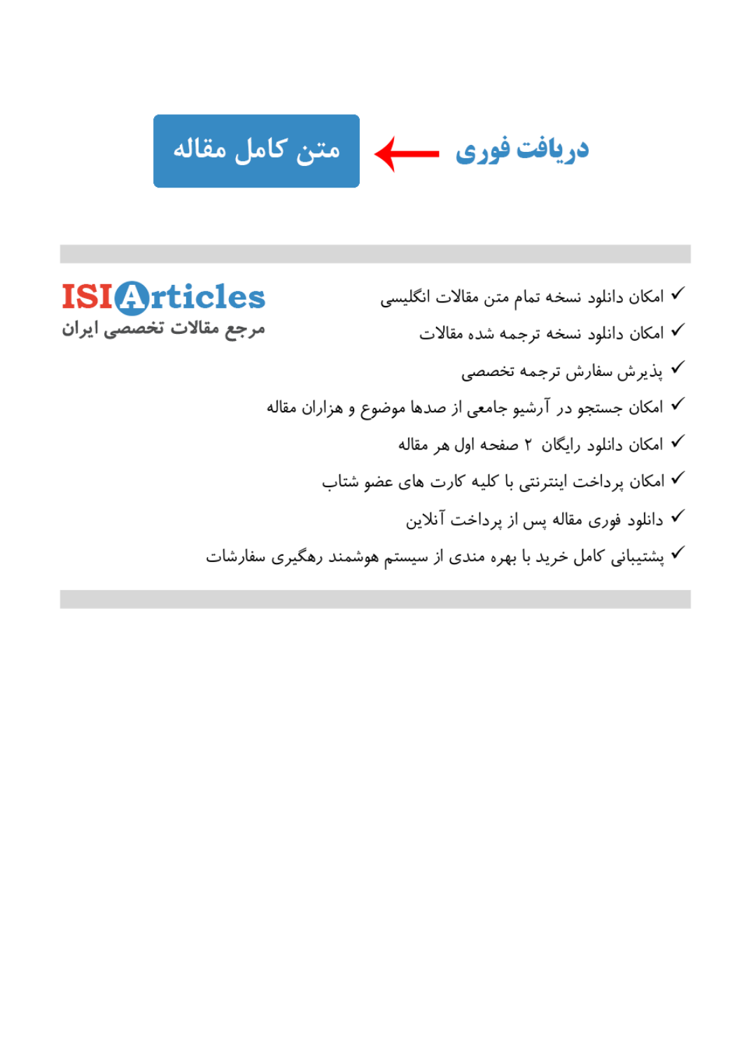دریافت فوری ← متن کامل مقاله

ISIArticles
مرجع مقالات تخصصی ایران

- ✓ امکان دانلود نسخه تمام متن مقالات انگلیسی
- ✓ امکان دانلود نسخه ترجمه شده مقالات
- ✓ پذیرش سفارش ترجمه تخصصی
- ✓ امکان جستجو در آرشیو جامعی از صدها موضوع و هزاران مقاله
- ✓ امکان دانلود رایگان ۲ صفحه اول هر مقاله
- ✓ امکان پرداخت اینترنتی با کلیه کارت های عضو شتاب
- ✓ دانلود فوری مقاله پس از پرداخت آنلاین
- ✓ پشتیبانی کامل خرید با بهره مندی از سیستم هوشمند رهگیری سفارشات